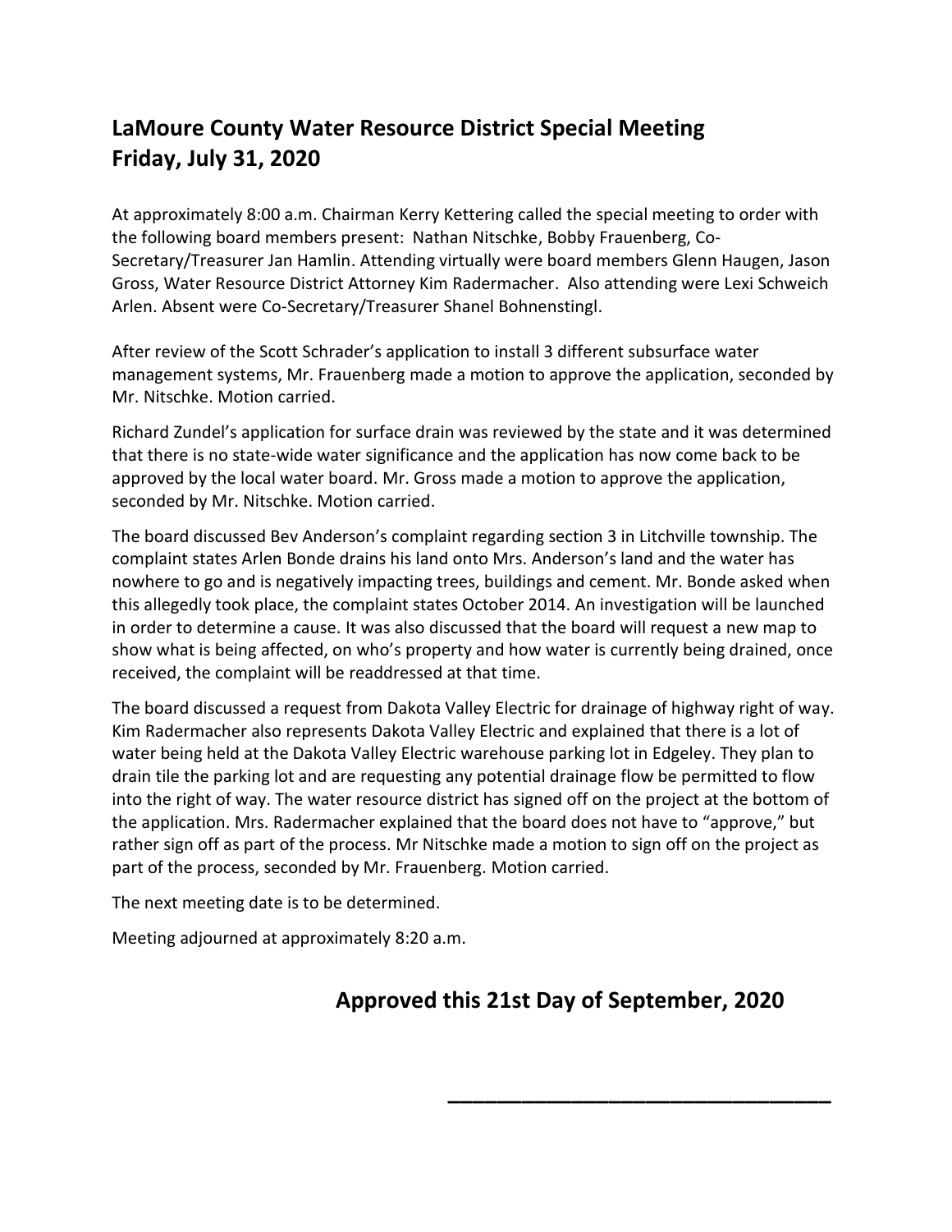## LaMoure County Water Resource District Special Meeting
## Friday, July 31, 2020

At approximately 8:00 a.m. Chairman Kerry Kettering called the special meeting to order with the following board members present: Nathan Nitschke, Bobby Frauenberg, Co-Secretary/Treasurer Jan Hamlin. Attending virtually were board members Glenn Haugen, Jason Gross, Water Resource District Attorney Kim Radermacher. Also attending were Lexi Schweich Arlen. Absent were Co-Secretary/Treasurer Shanel Bohnenstingl.

After review of the Scott Schrader's application to install 3 different subsurface water management systems, Mr. Frauenberg made a motion to approve the application, seconded by Mr. Nitschke. Motion carried.

Richard Zundel's application for surface drain was reviewed by the state and it was determined that there is no state-wide water significance and the application has now come back to be approved by the local water board. Mr. Gross made a motion to approve the application, seconded by Mr. Nitschke. Motion carried.

The board discussed Bev Anderson's complaint regarding section 3 in Litchville township. The complaint states Arlen Bonde drains his land onto Mrs. Anderson's land and the water has nowhere to go and is negatively impacting trees, buildings and cement. Mr. Bonde asked when this allegedly took place, the complaint states October 2014. An investigation will be launched in order to determine a cause. It was also discussed that the board will request a new map to show what is being affected, on who's property and how water is currently being drained, once received, the complaint will be readdressed at that time.

The board discussed a request from Dakota Valley Electric for drainage of highway right of way. Kim Radermacher also represents Dakota Valley Electric and explained that there is a lot of water being held at the Dakota Valley Electric warehouse parking lot in Edgeley. They plan to drain tile the parking lot and are requesting any potential drainage flow be permitted to flow into the right of way. The water resource district has signed off on the project at the bottom of the application. Mrs. Radermacher explained that the board does not have to "approve," but rather sign off as part of the process. Mr Nitschke made a motion to sign off on the project as part of the process, seconded by Mr. Frauenberg. Motion carried.

The next meeting date is to be determined.

Meeting adjourned at approximately 8:20 a.m.

**Approved this 21st Day of September, 2020**

\_\_\_\_\_\_\_\_\_\_\_\_\_\_\_\_\_\_\_\_\_\_\_\_\_\_\_\_\_\_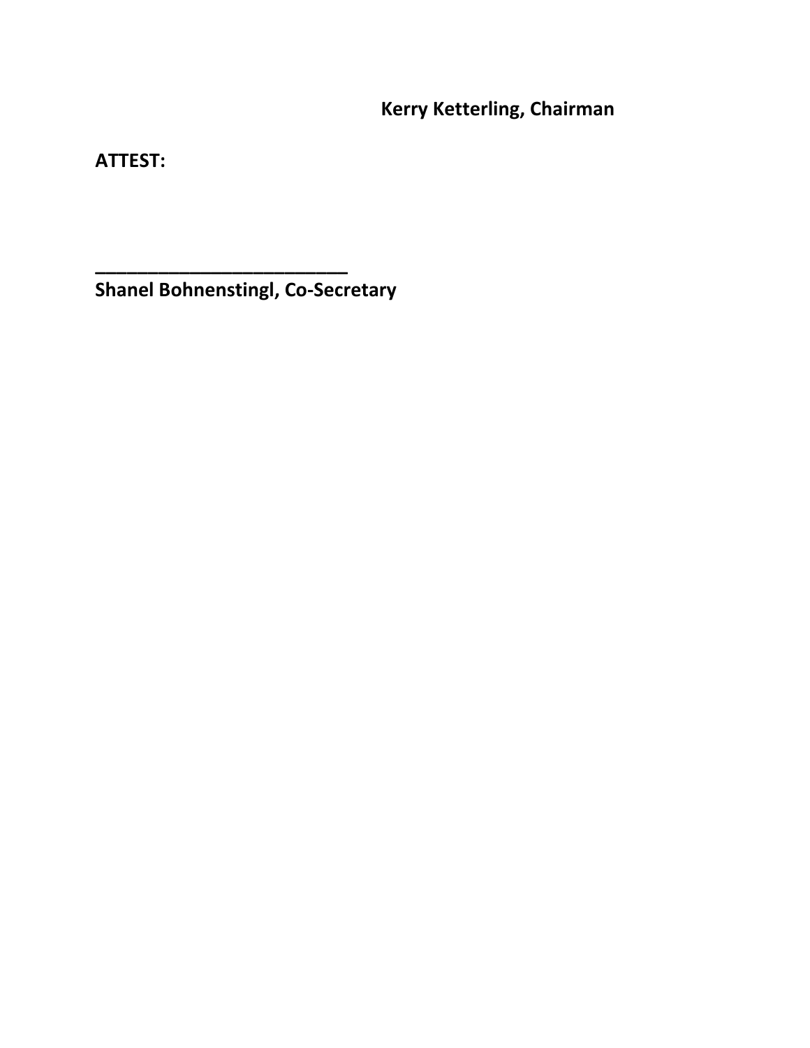**Kerry Ketterling, Chairman**

**ATTEST:**

**___________________________**
**Shanel Bohnenstingl, Co-Secretary**